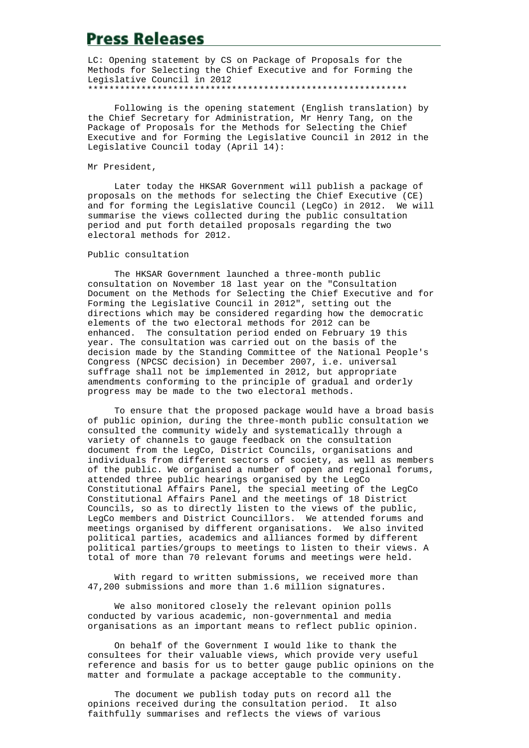# Press Releases

LC: Opening statement by CS on Package of Proposals for the Methods for Selecting the Chief Executive and for Forming the Legislative Council in 2012
************************************************************

Following is the opening statement (English translation) by the Chief Secretary for Administration, Mr Henry Tang, on the Package of Proposals for the Methods for Selecting the Chief Executive and for Forming the Legislative Council in 2012 in the Legislative Council today (April 14):

Mr President,

Later today the HKSAR Government will publish a package of proposals on the methods for selecting the Chief Executive (CE) and for forming the Legislative Council (LegCo) in 2012. We will summarise the views collected during the public consultation period and put forth detailed proposals regarding the two electoral methods for 2012.

Public consultation

The HKSAR Government launched a three-month public consultation on November 18 last year on the "Consultation Document on the Methods for Selecting the Chief Executive and for Forming the Legislative Council in 2012", setting out the directions which may be considered regarding how the democratic elements of the two electoral methods for 2012 can be enhanced. The consultation period ended on February 19 this year. The consultation was carried out on the basis of the decision made by the Standing Committee of the National People's Congress (NPCSC decision) in December 2007, i.e. universal suffrage shall not be implemented in 2012, but appropriate amendments conforming to the principle of gradual and orderly progress may be made to the two electoral methods.

To ensure that the proposed package would have a broad basis of public opinion, during the three-month public consultation we consulted the community widely and systematically through a variety of channels to gauge feedback on the consultation document from the LegCo, District Councils, organisations and individuals from different sectors of society, as well as members of the public. We organised a number of open and regional forums, attended three public hearings organised by the LegCo Constitutional Affairs Panel, the special meeting of the LegCo Constitutional Affairs Panel and the meetings of 18 District Councils, so as to directly listen to the views of the public, LegCo members and District Councillors. We attended forums and meetings organised by different organisations. We also invited political parties, academics and alliances formed by different political parties/groups to meetings to listen to their views. A total of more than 70 relevant forums and meetings were held.

With regard to written submissions, we received more than 47,200 submissions and more than 1.6 million signatures.

We also monitored closely the relevant opinion polls conducted by various academic, non-governmental and media organisations as an important means to reflect public opinion.

On behalf of the Government I would like to thank the consultees for their valuable views, which provide very useful reference and basis for us to better gauge public opinions on the matter and formulate a package acceptable to the community.

The document we publish today puts on record all the opinions received during the consultation period. It also faithfully summarises and reflects the views of various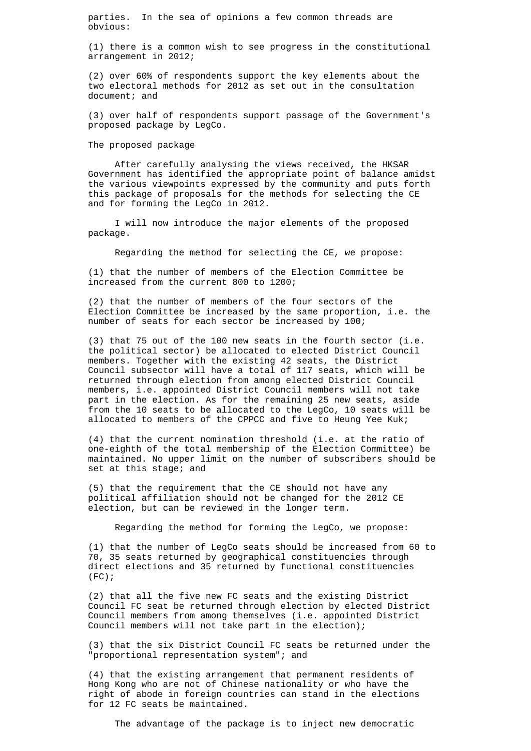parties. In the sea of opinions a few common threads are obvious:

(1) there is a common wish to see progress in the constitutional arrangement in 2012;

(2) over 60% of respondents support the key elements about the two electoral methods for 2012 as set out in the consultation document; and

(3) over half of respondents support passage of the Government's proposed package by LegCo.

The proposed package

After carefully analysing the views received, the HKSAR Government has identified the appropriate point of balance amidst the various viewpoints expressed by the community and puts forth this package of proposals for the methods for selecting the CE and for forming the LegCo in 2012.

I will now introduce the major elements of the proposed package.

Regarding the method for selecting the CE, we propose:

(1) that the number of members of the Election Committee be increased from the current 800 to 1200;

(2) that the number of members of the four sectors of the Election Committee be increased by the same proportion, i.e. the number of seats for each sector be increased by 100;

(3) that 75 out of the 100 new seats in the fourth sector (i.e. the political sector) be allocated to elected District Council members. Together with the existing 42 seats, the District Council subsector will have a total of 117 seats, which will be returned through election from among elected District Council members, i.e. appointed District Council members will not take part in the election. As for the remaining 25 new seats, aside from the 10 seats to be allocated to the LegCo, 10 seats will be allocated to members of the CPPCC and five to Heung Yee Kuk;

(4) that the current nomination threshold (i.e. at the ratio of one-eighth of the total membership of the Election Committee) be maintained. No upper limit on the number of subscribers should be set at this stage; and

(5) that the requirement that the CE should not have any political affiliation should not be changed for the 2012 CE election, but can be reviewed in the longer term.

Regarding the method for forming the LegCo, we propose:

(1) that the number of LegCo seats should be increased from 60 to 70, 35 seats returned by geographical constituencies through direct elections and 35 returned by functional constituencies (FC);

(2) that all the five new FC seats and the existing District Council FC seat be returned through election by elected District Council members from among themselves (i.e. appointed District Council members will not take part in the election);

(3) that the six District Council FC seats be returned under the "proportional representation system"; and

(4) that the existing arrangement that permanent residents of Hong Kong who are not of Chinese nationality or who have the right of abode in foreign countries can stand in the elections for 12 FC seats be maintained.

The advantage of the package is to inject new democratic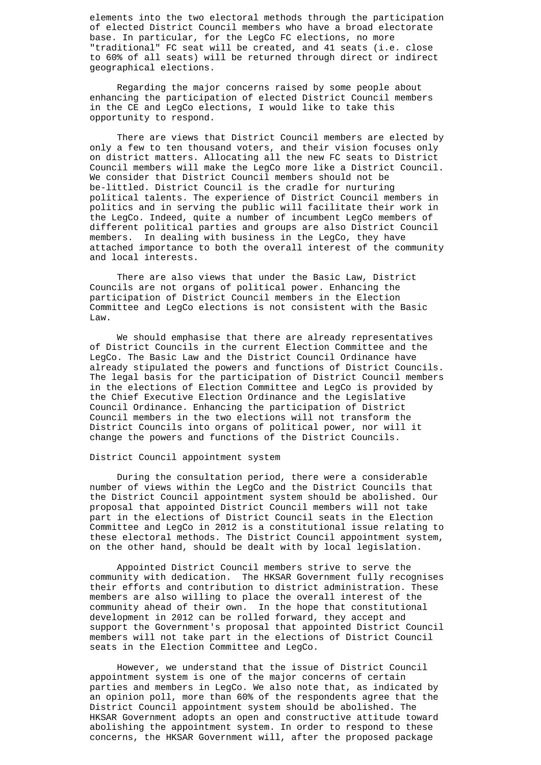elements into the two electoral methods through the participation of elected District Council members who have a broad electorate base. In particular, for the LegCo FC elections, no more "traditional" FC seat will be created, and 41 seats (i.e. close to 60% of all seats) will be returned through direct or indirect geographical elections.

Regarding the major concerns raised by some people about enhancing the participation of elected District Council members in the CE and LegCo elections, I would like to take this opportunity to respond.

There are views that District Council members are elected by only a few to ten thousand voters, and their vision focuses only on district matters. Allocating all the new FC seats to District Council members will make the LegCo more like a District Council. We consider that District Council members should not be be-littled. District Council is the cradle for nurturing political talents. The experience of District Council members in politics and in serving the public will facilitate their work in the LegCo. Indeed, quite a number of incumbent LegCo members of different political parties and groups are also District Council members. In dealing with business in the LegCo, they have attached importance to both the overall interest of the community and local interests.

There are also views that under the Basic Law, District Councils are not organs of political power. Enhancing the participation of District Council members in the Election Committee and LegCo elections is not consistent with the Basic Law.

We should emphasise that there are already representatives of District Councils in the current Election Committee and the LegCo. The Basic Law and the District Council Ordinance have already stipulated the powers and functions of District Councils. The legal basis for the participation of District Council members in the elections of Election Committee and LegCo is provided by the Chief Executive Election Ordinance and the Legislative Council Ordinance. Enhancing the participation of District Council members in the two elections will not transform the District Councils into organs of political power, nor will it change the powers and functions of the District Councils.

District Council appointment system

During the consultation period, there were a considerable number of views within the LegCo and the District Councils that the District Council appointment system should be abolished. Our proposal that appointed District Council members will not take part in the elections of District Council seats in the Election Committee and LegCo in 2012 is a constitutional issue relating to these electoral methods. The District Council appointment system, on the other hand, should be dealt with by local legislation.

Appointed District Council members strive to serve the community with dedication. The HKSAR Government fully recognises their efforts and contribution to district administration. These members are also willing to place the overall interest of the community ahead of their own. In the hope that constitutional development in 2012 can be rolled forward, they accept and support the Government's proposal that appointed District Council members will not take part in the elections of District Council seats in the Election Committee and LegCo.

However, we understand that the issue of District Council appointment system is one of the major concerns of certain parties and members in LegCo. We also note that, as indicated by an opinion poll, more than 60% of the respondents agree that the District Council appointment system should be abolished. The HKSAR Government adopts an open and constructive attitude toward abolishing the appointment system. In order to respond to these concerns, the HKSAR Government will, after the proposed package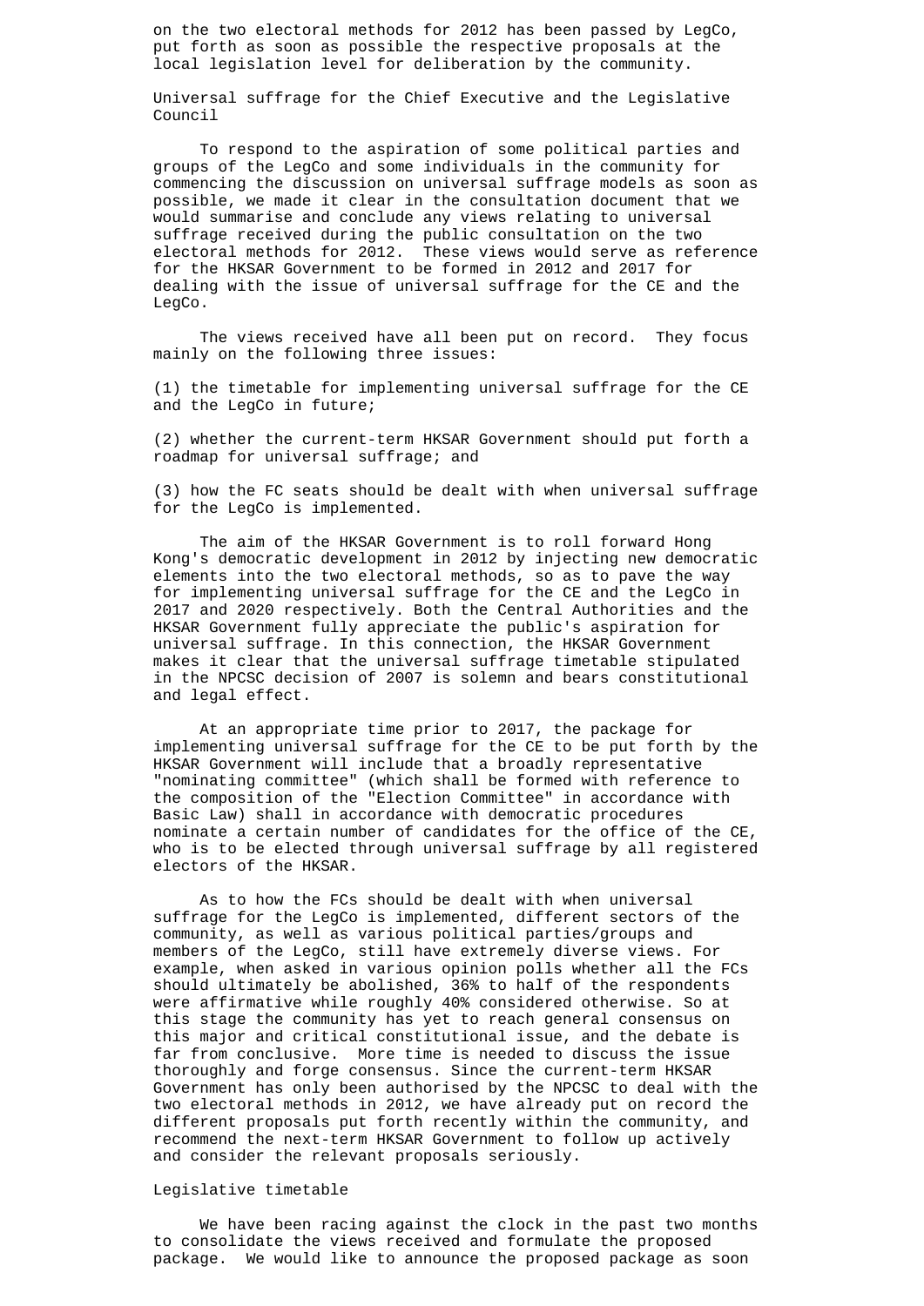on the two electoral methods for 2012 has been passed by LegCo, put forth as soon as possible the respective proposals at the local legislation level for deliberation by the community.

## Universal suffrage for the Chief Executive and the Legislative Council

To respond to the aspiration of some political parties and groups of the LegCo and some individuals in the community for commencing the discussion on universal suffrage models as soon as possible, we made it clear in the consultation document that we would summarise and conclude any views relating to universal suffrage received during the public consultation on the two electoral methods for 2012. These views would serve as reference for the HKSAR Government to be formed in 2012 and 2017 for dealing with the issue of universal suffrage for the CE and the LegCo.

The views received have all been put on record. They focus mainly on the following three issues:

(1) the timetable for implementing universal suffrage for the CE and the LegCo in future;

(2) whether the current-term HKSAR Government should put forth a roadmap for universal suffrage; and

(3) how the FC seats should be dealt with when universal suffrage for the LegCo is implemented.

The aim of the HKSAR Government is to roll forward Hong Kong's democratic development in 2012 by injecting new democratic elements into the two electoral methods, so as to pave the way for implementing universal suffrage for the CE and the LegCo in 2017 and 2020 respectively. Both the Central Authorities and the HKSAR Government fully appreciate the public's aspiration for universal suffrage. In this connection, the HKSAR Government makes it clear that the universal suffrage timetable stipulated in the NPCSC decision of 2007 is solemn and bears constitutional and legal effect.

At an appropriate time prior to 2017, the package for implementing universal suffrage for the CE to be put forth by the HKSAR Government will include that a broadly representative "nominating committee" (which shall be formed with reference to the composition of the "Election Committee" in accordance with Basic Law) shall in accordance with democratic procedures nominate a certain number of candidates for the office of the CE, who is to be elected through universal suffrage by all registered electors of the HKSAR.

As to how the FCs should be dealt with when universal suffrage for the LegCo is implemented, different sectors of the community, as well as various political parties/groups and members of the LegCo, still have extremely diverse views. For example, when asked in various opinion polls whether all the FCs should ultimately be abolished, 36% to half of the respondents were affirmative while roughly 40% considered otherwise. So at this stage the community has yet to reach general consensus on this major and critical constitutional issue, and the debate is far from conclusive. More time is needed to discuss the issue thoroughly and forge consensus. Since the current-term HKSAR Government has only been authorised by the NPCSC to deal with the two electoral methods in 2012, we have already put on record the different proposals put forth recently within the community, and recommend the next-term HKSAR Government to follow up actively and consider the relevant proposals seriously.

## Legislative timetable

We have been racing against the clock in the past two months to consolidate the views received and formulate the proposed package. We would like to announce the proposed package as soon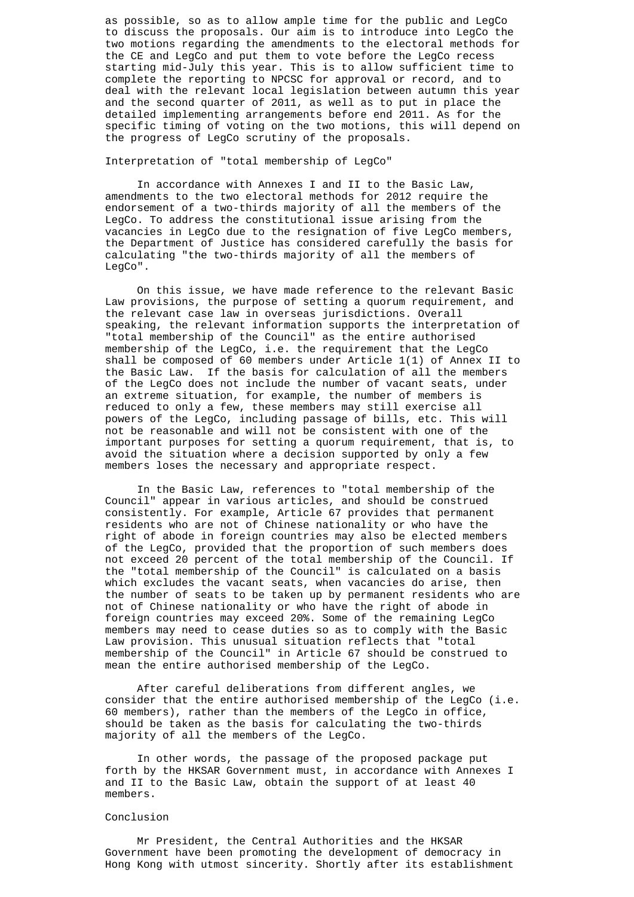as possible, so as to allow ample time for the public and LegCo to discuss the proposals. Our aim is to introduce into LegCo the two motions regarding the amendments to the electoral methods for the CE and LegCo and put them to vote before the LegCo recess starting mid-July this year. This is to allow sufficient time to complete the reporting to NPCSC for approval or record, and to deal with the relevant local legislation between autumn this year and the second quarter of 2011, as well as to put in place the detailed implementing arrangements before end 2011. As for the specific timing of voting on the two motions, this will depend on the progress of LegCo scrutiny of the proposals.

## Interpretation of "total membership of LegCo"

In accordance with Annexes I and II to the Basic Law, amendments to the two electoral methods for 2012 require the endorsement of a two-thirds majority of all the members of the LegCo. To address the constitutional issue arising from the vacancies in LegCo due to the resignation of five LegCo members, the Department of Justice has considered carefully the basis for calculating "the two-thirds majority of all the members of LegCo".

On this issue, we have made reference to the relevant Basic Law provisions, the purpose of setting a quorum requirement, and the relevant case law in overseas jurisdictions. Overall speaking, the relevant information supports the interpretation of "total membership of the Council" as the entire authorised membership of the LegCo, i.e. the requirement that the LegCo shall be composed of 60 members under Article 1(1) of Annex II to the Basic Law. If the basis for calculation of all the members of the LegCo does not include the number of vacant seats, under an extreme situation, for example, the number of members is reduced to only a few, these members may still exercise all powers of the LegCo, including passage of bills, etc. This will not be reasonable and will not be consistent with one of the important purposes for setting a quorum requirement, that is, to avoid the situation where a decision supported by only a few members loses the necessary and appropriate respect.

In the Basic Law, references to "total membership of the Council" appear in various articles, and should be construed consistently. For example, Article 67 provides that permanent residents who are not of Chinese nationality or who have the right of abode in foreign countries may also be elected members of the LegCo, provided that the proportion of such members does not exceed 20 percent of the total membership of the Council. If the "total membership of the Council" is calculated on a basis which excludes the vacant seats, when vacancies do arise, then the number of seats to be taken up by permanent residents who are not of Chinese nationality or who have the right of abode in foreign countries may exceed 20%. Some of the remaining LegCo members may need to cease duties so as to comply with the Basic Law provision. This unusual situation reflects that "total membership of the Council" in Article 67 should be construed to mean the entire authorised membership of the LegCo.

After careful deliberations from different angles, we consider that the entire authorised membership of the LegCo (i.e. 60 members), rather than the members of the LegCo in office, should be taken as the basis for calculating the two-thirds majority of all the members of the LegCo.

In other words, the passage of the proposed package put forth by the HKSAR Government must, in accordance with Annexes I and II to the Basic Law, obtain the support of at least 40 members.

## Conclusion

Mr President, the Central Authorities and the HKSAR Government have been promoting the development of democracy in Hong Kong with utmost sincerity. Shortly after its establishment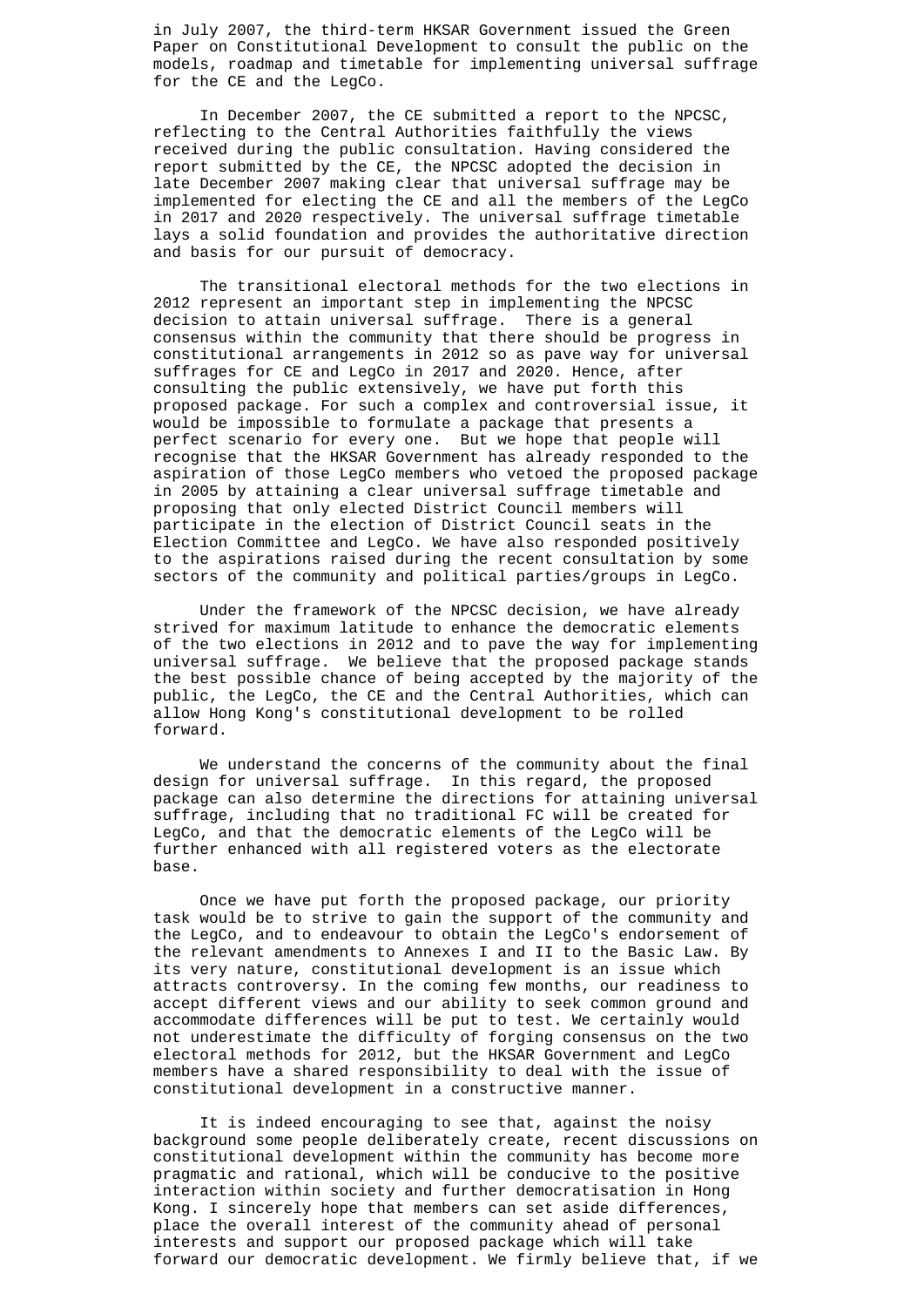in July 2007, the third-term HKSAR Government issued the Green Paper on Constitutional Development to consult the public on the models, roadmap and timetable for implementing universal suffrage for the CE and the LegCo.

In December 2007, the CE submitted a report to the NPCSC, reflecting to the Central Authorities faithfully the views received during the public consultation. Having considered the report submitted by the CE, the NPCSC adopted the decision in late December 2007 making clear that universal suffrage may be implemented for electing the CE and all the members of the LegCo in 2017 and 2020 respectively. The universal suffrage timetable lays a solid foundation and provides the authoritative direction and basis for our pursuit of democracy.

The transitional electoral methods for the two elections in 2012 represent an important step in implementing the NPCSC decision to attain universal suffrage. There is a general consensus within the community that there should be progress in constitutional arrangements in 2012 so as pave way for universal suffrages for CE and LegCo in 2017 and 2020. Hence, after consulting the public extensively, we have put forth this proposed package. For such a complex and controversial issue, it would be impossible to formulate a package that presents a perfect scenario for every one. But we hope that people will recognise that the HKSAR Government has already responded to the aspiration of those LegCo members who vetoed the proposed package in 2005 by attaining a clear universal suffrage timetable and proposing that only elected District Council members will participate in the election of District Council seats in the Election Committee and LegCo. We have also responded positively to the aspirations raised during the recent consultation by some sectors of the community and political parties/groups in LegCo.

Under the framework of the NPCSC decision, we have already strived for maximum latitude to enhance the democratic elements of the two elections in 2012 and to pave the way for implementing universal suffrage. We believe that the proposed package stands the best possible chance of being accepted by the majority of the public, the LegCo, the CE and the Central Authorities, which can allow Hong Kong's constitutional development to be rolled forward.

We understand the concerns of the community about the final design for universal suffrage. In this regard, the proposed package can also determine the directions for attaining universal suffrage, including that no traditional FC will be created for LegCo, and that the democratic elements of the LegCo will be further enhanced with all registered voters as the electorate base.

Once we have put forth the proposed package, our priority task would be to strive to gain the support of the community and the LegCo, and to endeavour to obtain the LegCo's endorsement of the relevant amendments to Annexes I and II to the Basic Law. By its very nature, constitutional development is an issue which attracts controversy. In the coming few months, our readiness to accept different views and our ability to seek common ground and accommodate differences will be put to test. We certainly would not underestimate the difficulty of forging consensus on the two electoral methods for 2012, but the HKSAR Government and LegCo members have a shared responsibility to deal with the issue of constitutional development in a constructive manner.

It is indeed encouraging to see that, against the noisy background some people deliberately create, recent discussions on constitutional development within the community has become more pragmatic and rational, which will be conducive to the positive interaction within society and further democratisation in Hong Kong. I sincerely hope that members can set aside differences, place the overall interest of the community ahead of personal interests and support our proposed package which will take forward our democratic development. We firmly believe that, if we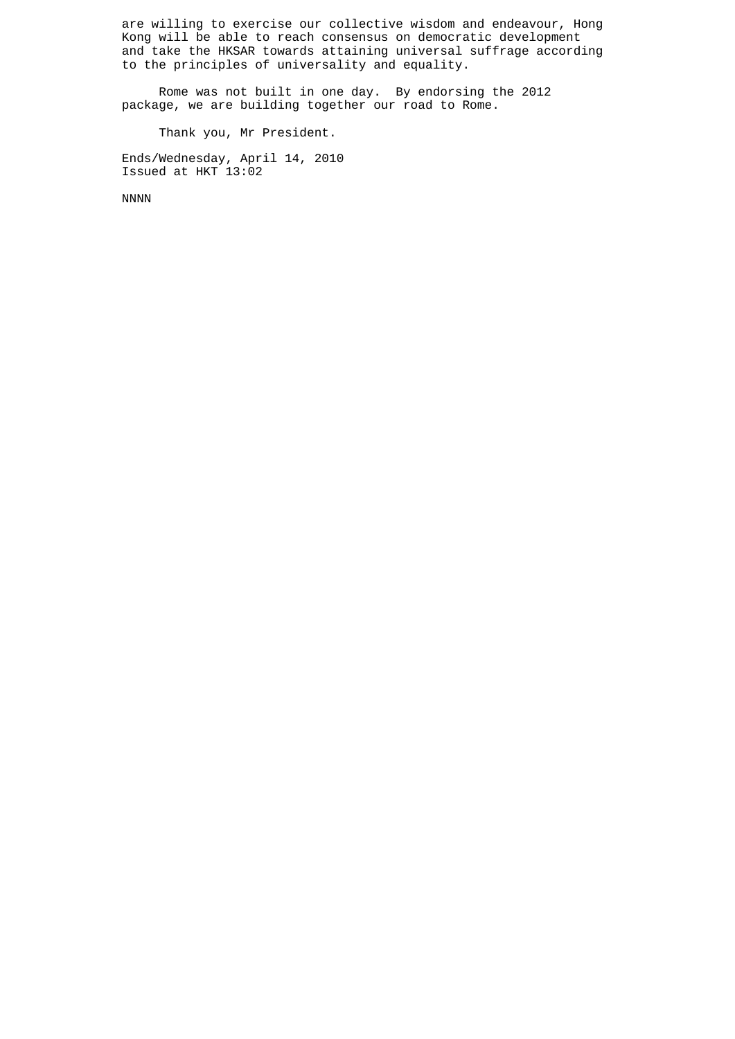are willing to exercise our collective wisdom and endeavour, Hong Kong will be able to reach consensus on democratic development and take the HKSAR towards attaining universal suffrage according to the principles of universality and equality.

Rome was not built in one day. By endorsing the 2012 package, we are building together our road to Rome.

Thank you, Mr President.

Ends/Wednesday, April 14, 2010
Issued at HKT 13:02

NNNN